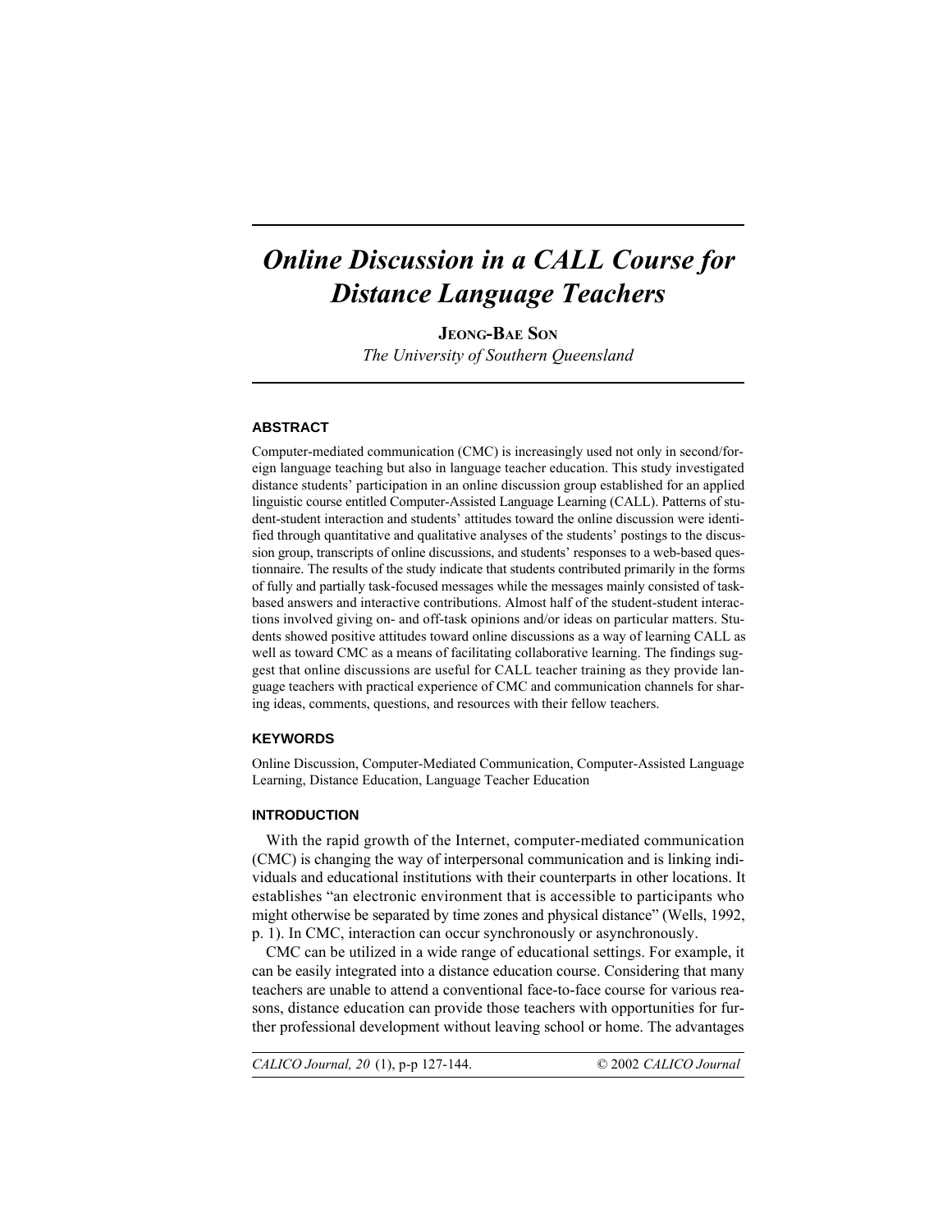# *Online Discussion in a CALL Course for Distance Language Teachers*

**JEONG-BAE SON**

*The University of Southern Queensland*

## ABSTRACT

Computer-mediated communication (CMC) is increasingly used not only in second/foreign language teaching but also in language teacher education. This study investigated distance students' participation in an online discussion group established for an applied linguistic course entitled Computer-Assisted Language Learning (CALL). Patterns of student-student interaction and students' attitudes toward the online discussion were identified through quantitative and qualitative analyses of the students' postings to the discussion group, transcripts of online discussions, and students' responses to a web-based questionnaire. The results of the study indicate that students contributed primarily in the forms of fully and partially task-focused messages while the messages mainly consisted of task-based answers and interactive contributions. Almost half of the student-student interactions involved giving on- and off-task opinions and/or ideas on particular matters. Students showed positive attitudes toward online discussions as a way of learning CALL as well as toward CMC as a means of facilitating collaborative learning. The findings suggest that online discussions are useful for CALL teacher training as they provide language teachers with practical experience of CMC and communication channels for sharing ideas, comments, questions, and resources with their fellow teachers.

## KEYWORDS

Online Discussion, Computer-Mediated Communication, Computer-Assisted Language Learning, Distance Education, Language Teacher Education

## INTRODUCTION

With the rapid growth of the Internet, computer-mediated communication (CMC) is changing the way of interpersonal communication and is linking individuals and educational institutions with their counterparts in other locations. It establishes "an electronic environment that is accessible to participants who might otherwise be separated by time zones and physical distance" (Wells, 1992, p. 1). In CMC, interaction can occur synchronously or asynchronously.

CMC can be utilized in a wide range of educational settings. For example, it can be easily integrated into a distance education course. Considering that many teachers are unable to attend a conventional face-to-face course for various reasons, distance education can provide those teachers with opportunities for further professional development without leaving school or home. The advantages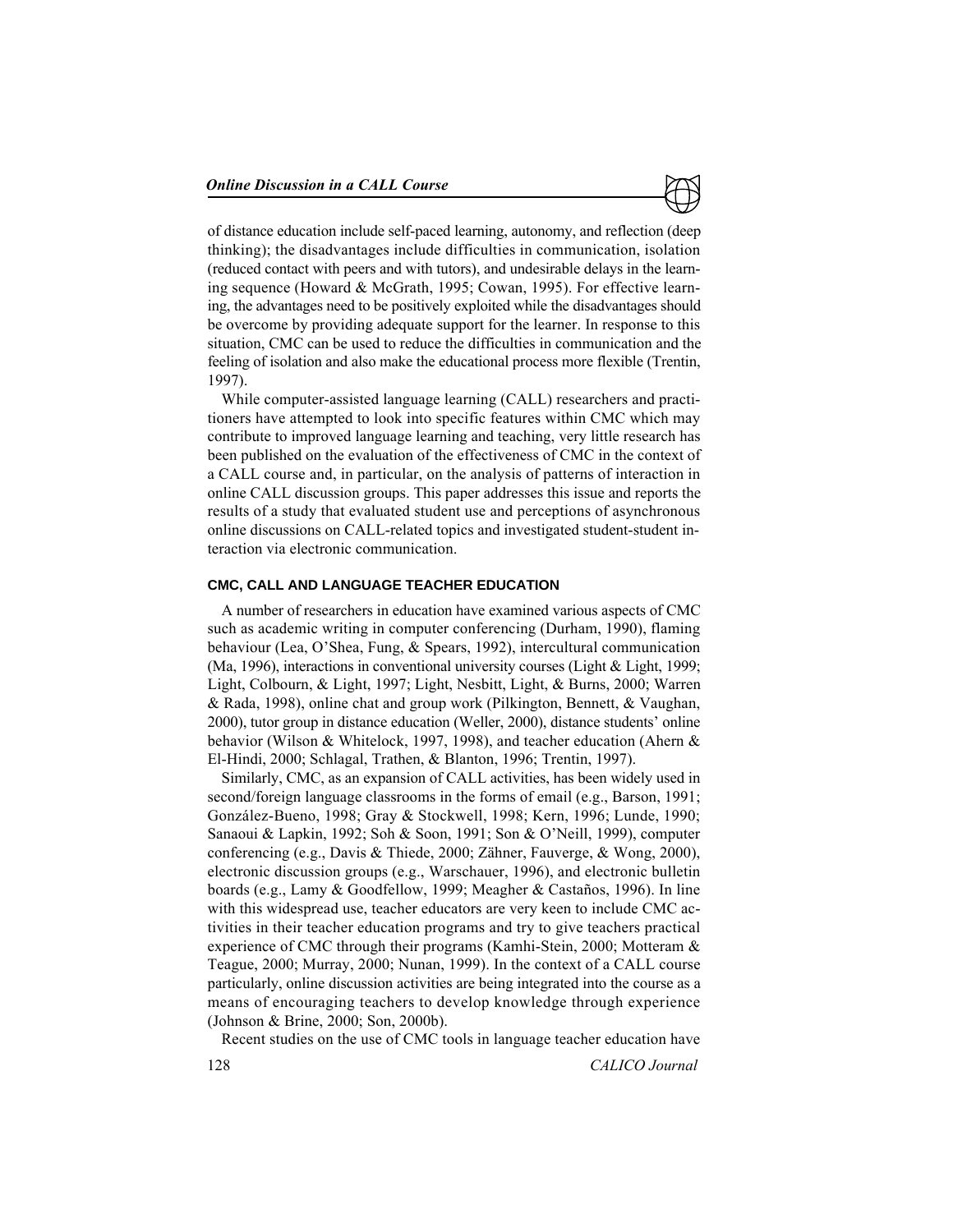of distance education include self-paced learning, autonomy, and reflection (deep thinking); the disadvantages include difficulties in communication, isolation (reduced contact with peers and with tutors), and undesirable delays in the learning sequence (Howard & McGrath, 1995; Cowan, 1995). For effective learning, the advantages need to be positively exploited while the disadvantages should be overcome by providing adequate support for the learner. In response to this situation, CMC can be used to reduce the difficulties in communication and the feeling of isolation and also make the educational process more flexible (Trentin, 1997).

While computer-assisted language learning (CALL) researchers and practitioners have attempted to look into specific features within CMC which may contribute to improved language learning and teaching, very little research has been published on the evaluation of the effectiveness of CMC in the context of a CALL course and, in particular, on the analysis of patterns of interaction in online CALL discussion groups. This paper addresses this issue and reports the results of a study that evaluated student use and perceptions of asynchronous online discussions on CALL-related topics and investigated student-student interaction via electronic communication.

## CMC, CALL AND LANGUAGE TEACHER EDUCATION

A number of researchers in education have examined various aspects of CMC such as academic writing in computer conferencing (Durham, 1990), flaming behaviour (Lea, O'Shea, Fung, & Spears, 1992), intercultural communication (Ma, 1996), interactions in conventional university courses (Light & Light, 1999; Light, Colbourn, & Light, 1997; Light, Nesbitt, Light, & Burns, 2000; Warren & Rada, 1998), online chat and group work (Pilkington, Bennett, & Vaughan, 2000), tutor group in distance education (Weller, 2000), distance students' online behavior (Wilson & Whitelock, 1997, 1998), and teacher education (Ahern & El-Hindi, 2000; Schlagal, Trathen, & Blanton, 1996; Trentin, 1997).

Similarly, CMC, as an expansion of CALL activities, has been widely used in second/foreign language classrooms in the forms of email (e.g., Barson, 1991; González-Bueno, 1998; Gray & Stockwell, 1998; Kern, 1996; Lunde, 1990; Sanaoui & Lapkin, 1992; Soh & Soon, 1991; Son & O'Neill, 1999), computer conferencing (e.g., Davis & Thiede, 2000; Zähner, Fauverge, & Wong, 2000), electronic discussion groups (e.g., Warschauer, 1996), and electronic bulletin boards (e.g., Lamy & Goodfellow, 1999; Meagher & Castaños, 1996). In line with this widespread use, teacher educators are very keen to include CMC activities in their teacher education programs and try to give teachers practical experience of CMC through their programs (Kamhi-Stein, 2000; Motteram & Teague, 2000; Murray, 2000; Nunan, 1999). In the context of a CALL course particularly, online discussion activities are being integrated into the course as a means of encouraging teachers to develop knowledge through experience (Johnson & Brine, 2000; Son, 2000b).

Recent studies on the use of CMC tools in language teacher education have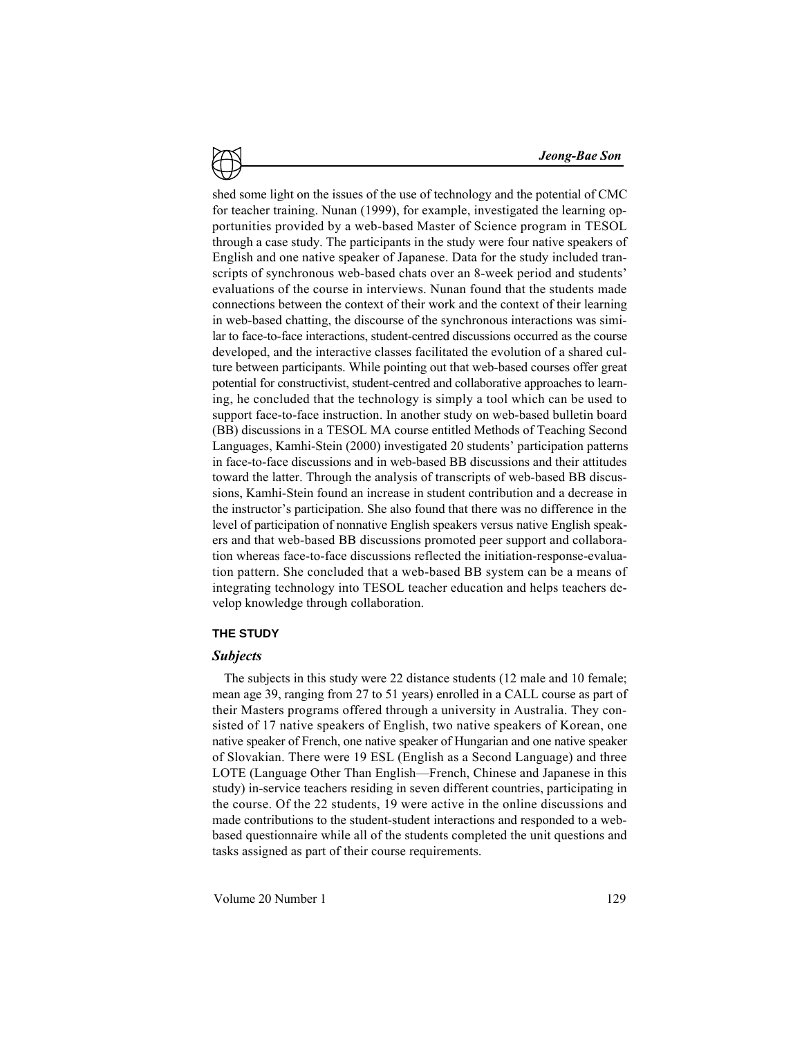shed some light on the issues of the use of technology and the potential of CMC for teacher training. Nunan (1999), for example, investigated the learning opportunities provided by a web-based Master of Science program in TESOL through a case study. The participants in the study were four native speakers of English and one native speaker of Japanese. Data for the study included transcripts of synchronous web-based chats over an 8-week period and students' evaluations of the course in interviews. Nunan found that the students made connections between the context of their work and the context of their learning in web-based chatting, the discourse of the synchronous interactions was similar to face-to-face interactions, student-centred discussions occurred as the course developed, and the interactive classes facilitated the evolution of a shared culture between participants. While pointing out that web-based courses offer great potential for constructivist, student-centred and collaborative approaches to learning, he concluded that the technology is simply a tool which can be used to support face-to-face instruction. In another study on web-based bulletin board (BB) discussions in a TESOL MA course entitled Methods of Teaching Second Languages, Kamhi-Stein (2000) investigated 20 students' participation patterns in face-to-face discussions and in web-based BB discussions and their attitudes toward the latter. Through the analysis of transcripts of web-based BB discussions, Kamhi-Stein found an increase in student contribution and a decrease in the instructor's participation. She also found that there was no difference in the level of participation of nonnative English speakers versus native English speakers and that web-based BB discussions promoted peer support and collaboration whereas face-to-face discussions reflected the initiation-response-evaluation pattern. She concluded that a web-based BB system can be a means of integrating technology into TESOL teacher education and helps teachers develop knowledge through collaboration.

## THE STUDY

### *Subjects*

The subjects in this study were 22 distance students (12 male and 10 female; mean age 39, ranging from 27 to 51 years) enrolled in a CALL course as part of their Masters programs offered through a university in Australia. They consisted of 17 native speakers of English, two native speakers of Korean, one native speaker of French, one native speaker of Hungarian and one native speaker of Slovakian. There were 19 ESL (English as a Second Language) and three LOTE (Language Other Than English—French, Chinese and Japanese in this study) in-service teachers residing in seven different countries, participating in the course. Of the 22 students, 19 were active in the online discussions and made contributions to the student-student interactions and responded to a web-based questionnaire while all of the students completed the unit questions and tasks assigned as part of their course requirements.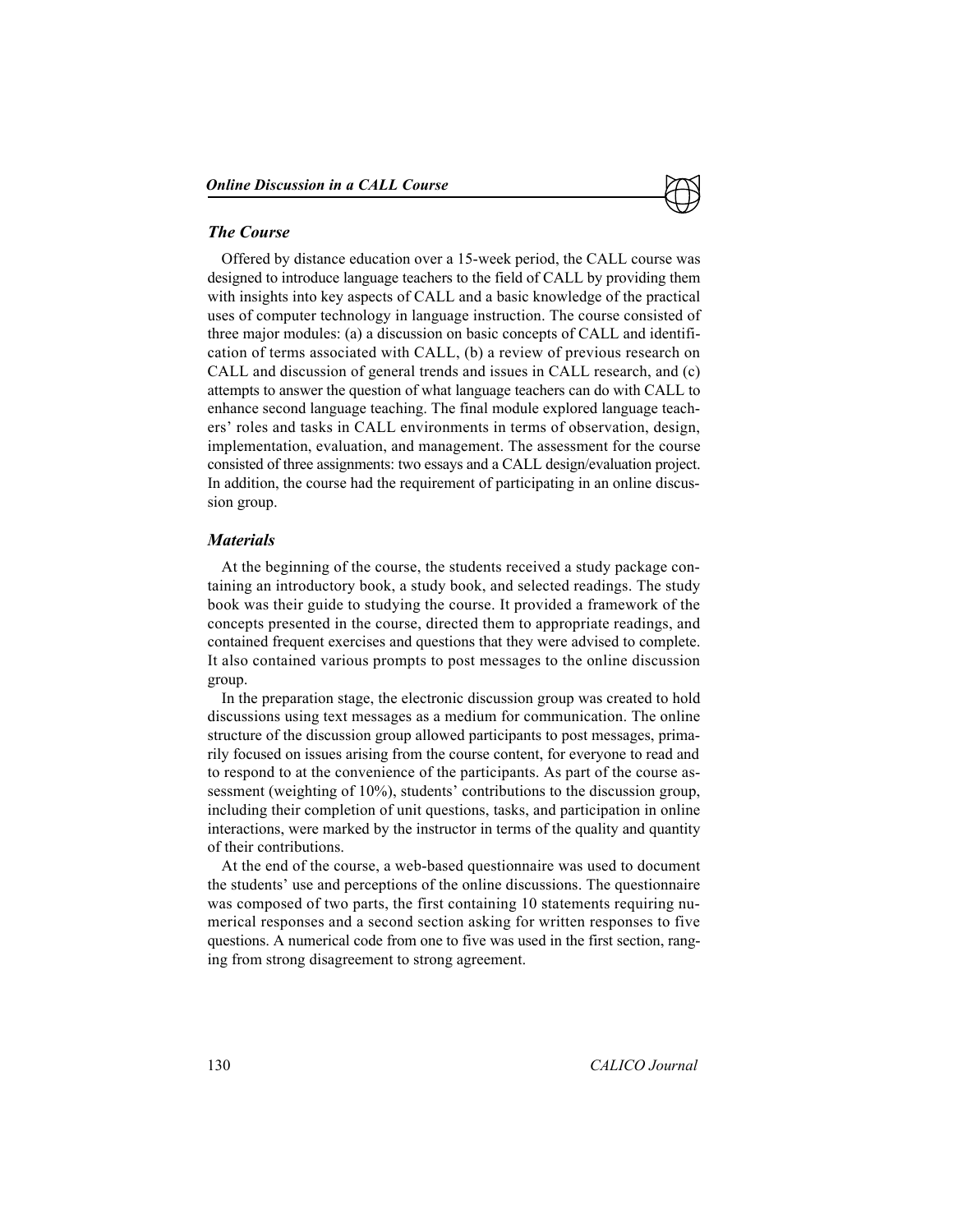### *The Course*

Offered by distance education over a 15-week period, the CALL course was designed to introduce language teachers to the field of CALL by providing them with insights into key aspects of CALL and a basic knowledge of the practical uses of computer technology in language instruction. The course consisted of three major modules: (a) a discussion on basic concepts of CALL and identification of terms associated with CALL, (b) a review of previous research on CALL and discussion of general trends and issues in CALL research, and (c) attempts to answer the question of what language teachers can do with CALL to enhance second language teaching. The final module explored language teachers' roles and tasks in CALL environments in terms of observation, design, implementation, evaluation, and management. The assessment for the course consisted of three assignments: two essays and a CALL design/evaluation project. In addition, the course had the requirement of participating in an online discussion group.

### *Materials*

At the beginning of the course, the students received a study package containing an introductory book, a study book, and selected readings. The study book was their guide to studying the course. It provided a framework of the concepts presented in the course, directed them to appropriate readings, and contained frequent exercises and questions that they were advised to complete. It also contained various prompts to post messages to the online discussion group.

In the preparation stage, the electronic discussion group was created to hold discussions using text messages as a medium for communication. The online structure of the discussion group allowed participants to post messages, primarily focused on issues arising from the course content, for everyone to read and to respond to at the convenience of the participants. As part of the course assessment (weighting of 10%), students' contributions to the discussion group, including their completion of unit questions, tasks, and participation in online interactions, were marked by the instructor in terms of the quality and quantity of their contributions.

At the end of the course, a web-based questionnaire was used to document the students' use and perceptions of the online discussions. The questionnaire was composed of two parts, the first containing 10 statements requiring numerical responses and a second section asking for written responses to five questions. A numerical code from one to five was used in the first section, ranging from strong disagreement to strong agreement.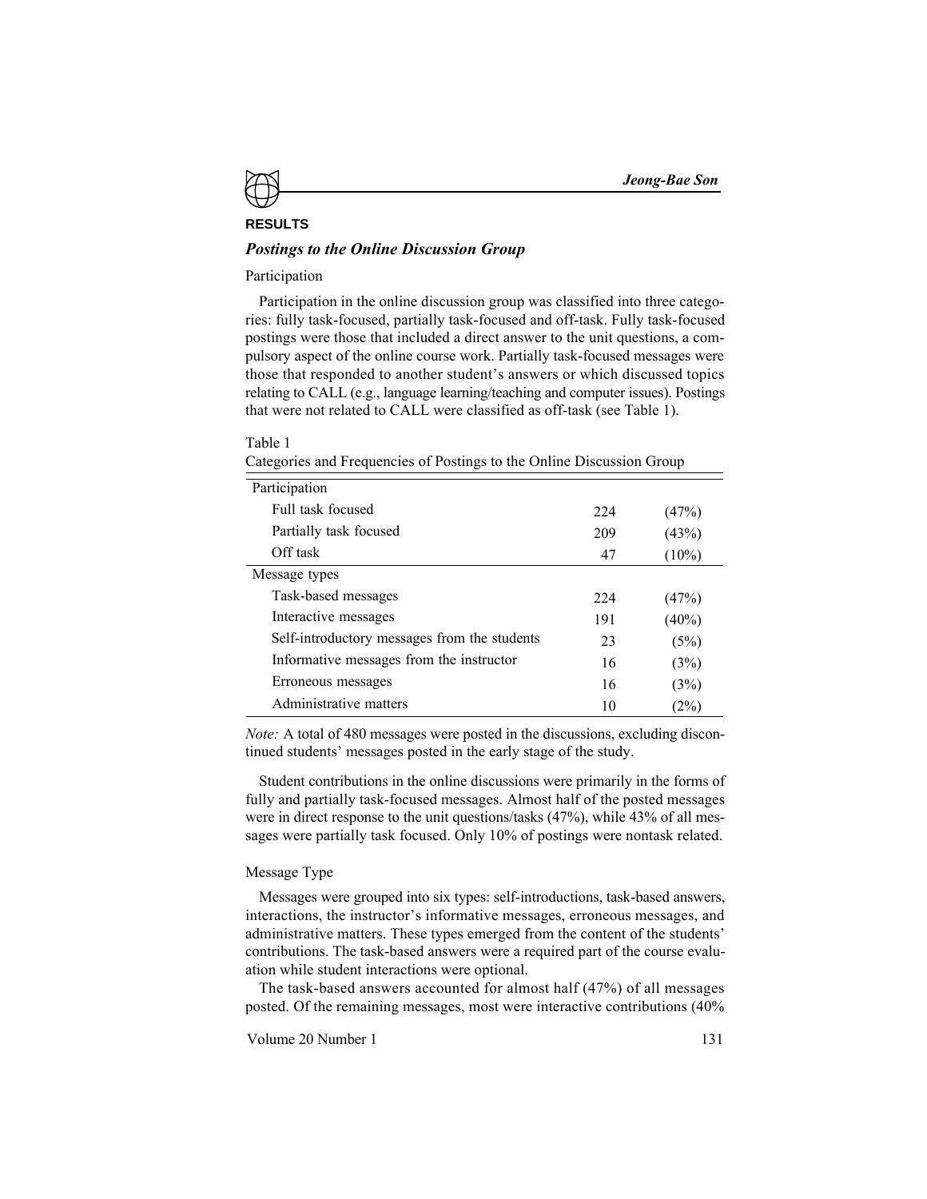## RESULTS

### *Postings to the Online Discussion Group*

#### Participation

Participation in the online discussion group was classified into three categories: fully task-focused, partially task-focused and off-task. Fully task-focused postings were those that included a direct answer to the unit questions, a compulsory aspect of the online course work. Partially task-focused messages were those that responded to another student's answers or which discussed topics relating to CALL (e.g., language learning/teaching and computer issues). Postings that were not related to CALL were classified as off-task (see Table 1).

Table 1

Categories and Frequencies of Postings to the Online Discussion Group

| | | |
|---|---|---|
| Participation | | |
| Full task focused | 224 | (47%) |
| Partially task focused | 209 | (43%) |
| Off task | 47 | (10%) |
| Message types | | |
| Task-based messages | 224 | (47%) |
| Interactive messages | 191 | (40%) |
| Self-introductory messages from the students | 23 | (5%) |
| Informative messages from the instructor | 16 | (3%) |
| Erroneous messages | 16 | (3%) |
| Administrative matters | 10 | (2%) |

*Note:* A total of 480 messages were posted in the discussions, excluding discontinued students' messages posted in the early stage of the study.

Student contributions in the online discussions were primarily in the forms of fully and partially task-focused messages. Almost half of the posted messages were in direct response to the unit questions/tasks (47%), while 43% of all messages were partially task focused. Only 10% of postings were nontask related.

#### Message Type

Messages were grouped into six types: self-introductions, task-based answers, interactions, the instructor's informative messages, erroneous messages, and administrative matters. These types emerged from the content of the students' contributions. The task-based answers were a required part of the course evaluation while student interactions were optional.

The task-based answers accounted for almost half (47%) of all messages posted. Of the remaining messages, most were interactive contributions (40%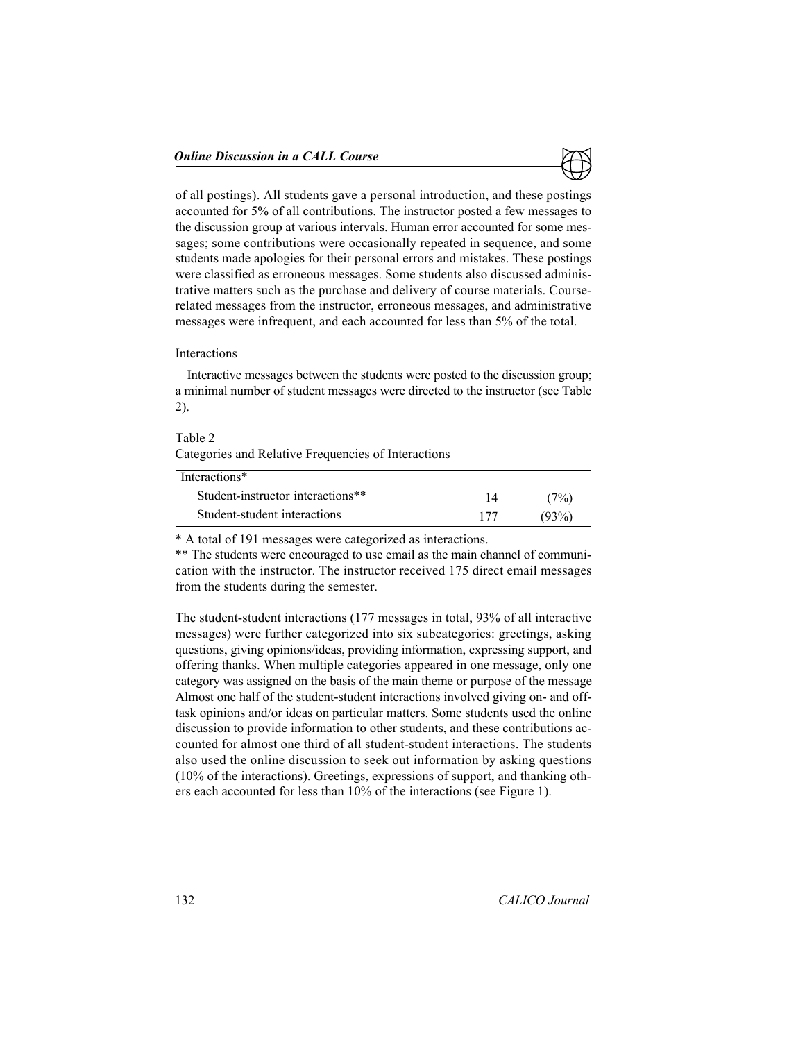of all postings). All students gave a personal introduction, and these postings accounted for 5% of all contributions. The instructor posted a few messages to the discussion group at various intervals. Human error accounted for some messages; some contributions were occasionally repeated in sequence, and some students made apologies for their personal errors and mistakes. These postings were classified as erroneous messages. Some students also discussed administrative matters such as the purchase and delivery of course materials. Course-related messages from the instructor, erroneous messages, and administrative messages were infrequent, and each accounted for less than 5% of the total.

### Interactions

Interactive messages between the students were posted to the discussion group; a minimal number of student messages were directed to the instructor (see Table 2).

Table 2
Categories and Relative Frequencies of Interactions

| Interactions* | | |
|---|---|---|
| Student-instructor interactions** | 14 | (7%) |
| Student-student interactions | 177 | (93%) |

\* A total of 191 messages were categorized as interactions.

\*\* The students were encouraged to use email as the main channel of communication with the instructor. The instructor received 175 direct email messages from the students during the semester.

The student-student interactions (177 messages in total, 93% of all interactive messages) were further categorized into six subcategories: greetings, asking questions, giving opinions/ideas, providing information, expressing support, and offering thanks. When multiple categories appeared in one message, only one category was assigned on the basis of the main theme or purpose of the message Almost one half of the student-student interactions involved giving on- and off-task opinions and/or ideas on particular matters. Some students used the online discussion to provide information to other students, and these contributions accounted for almost one third of all student-student interactions. The students also used the online discussion to seek out information by asking questions (10% of the interactions). Greetings, expressions of support, and thanking others each accounted for less than 10% of the interactions (see Figure 1).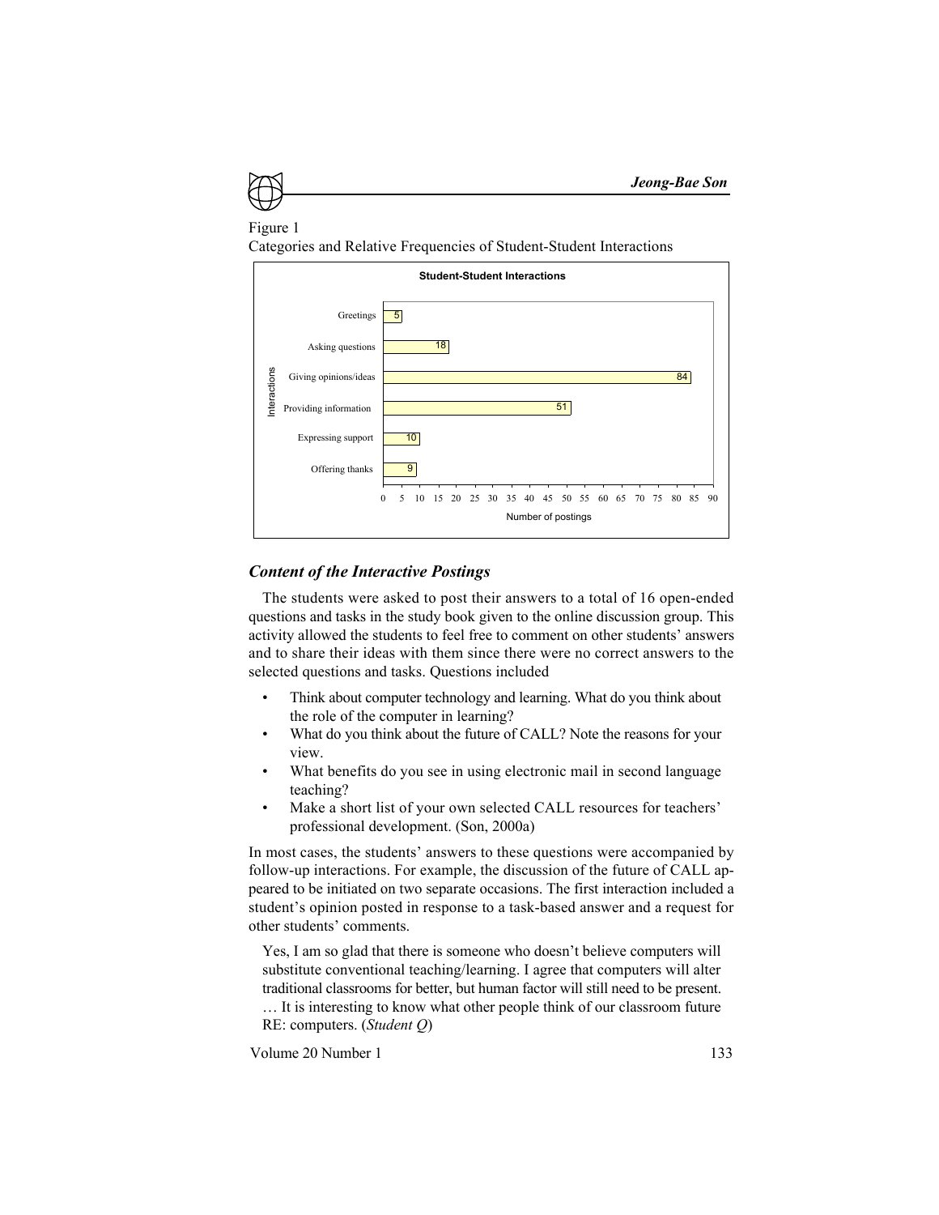Figure 1
Categories and Relative Frequencies of Student-Student Interactions

**Student-Student Interactions**

| Interactions | Number of postings |
|---|---|
| Greetings | 5 |
| Asking questions | 18 |
| Giving opinions/ideas | 84 |
| Providing information | 51 |
| Expressing support | 10 |
| Offering thanks | 9 |

### *Content of the Interactive Postings*

The students were asked to post their answers to a total of 16 open-ended questions and tasks in the study book given to the online discussion group. This activity allowed the students to feel free to comment on other students' answers and to share their ideas with them since there were no correct answers to the selected questions and tasks. Questions included

- Think about computer technology and learning. What do you think about the role of the computer in learning?
- What do you think about the future of CALL? Note the reasons for your view.
- What benefits do you see in using electronic mail in second language teaching?
- Make a short list of your own selected CALL resources for teachers' professional development. (Son, 2000a)

In most cases, the students' answers to these questions were accompanied by follow-up interactions. For example, the discussion of the future of CALL appeared to be initiated on two separate occasions. The first interaction included a student's opinion posted in response to a task-based answer and a request for other students' comments.

> Yes, I am so glad that there is someone who doesn't believe computers will substitute conventional teaching/learning. I agree that computers will alter traditional classrooms for better, but human factor will still need to be present. … It is interesting to know what other people think of our classroom future RE: computers. (*Student Q*)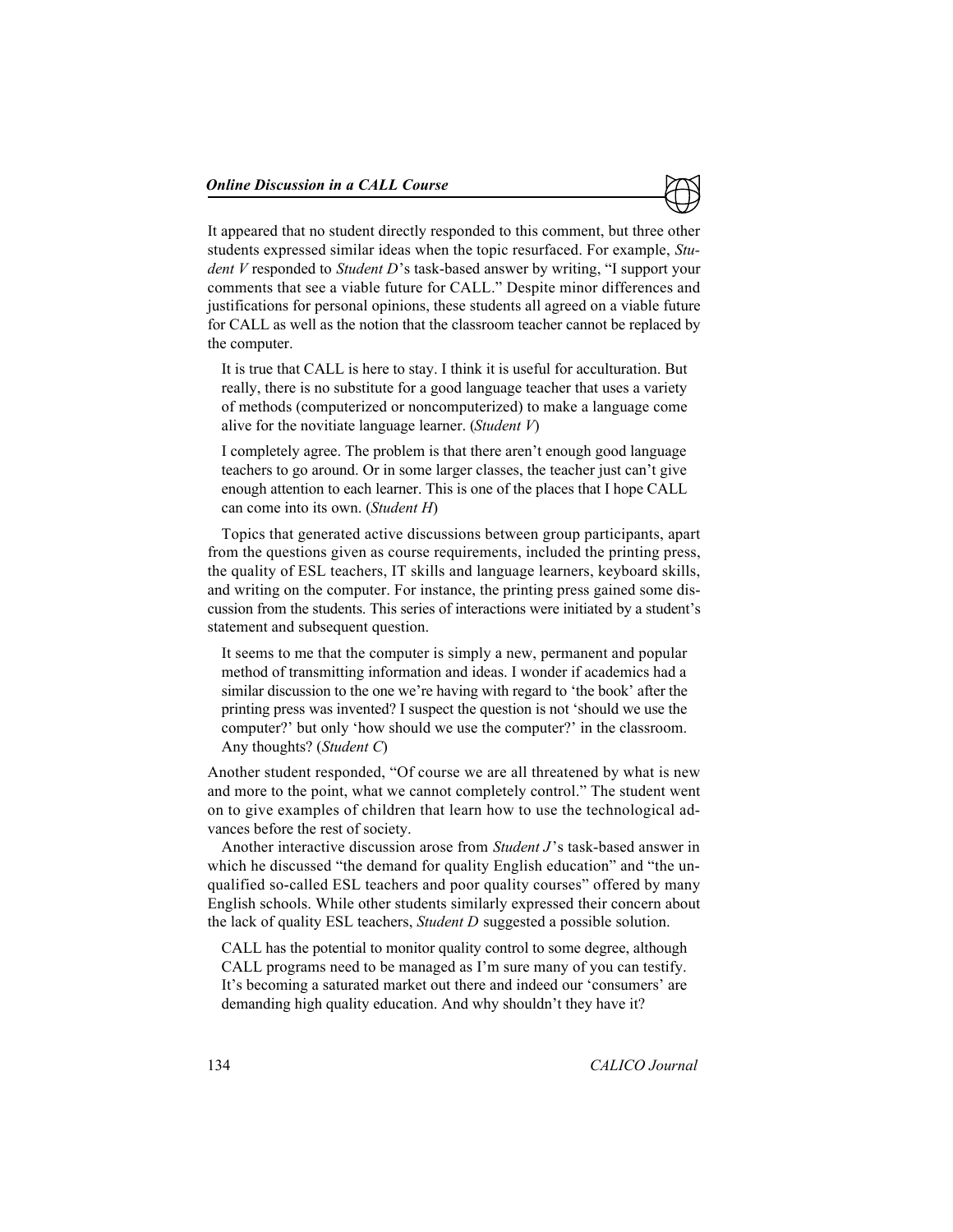It appeared that no student directly responded to this comment, but three other students expressed similar ideas when the topic resurfaced. For example, *Student V* responded to *Student D*'s task-based answer by writing, "I support your comments that see a viable future for CALL." Despite minor differences and justifications for personal opinions, these students all agreed on a viable future for CALL as well as the notion that the classroom teacher cannot be replaced by the computer.

> It is true that CALL is here to stay. I think it is useful for acculturation. But really, there is no substitute for a good language teacher that uses a variety of methods (computerized or noncomputerized) to make a language come alive for the novitiate language learner. (*Student V*)

> I completely agree. The problem is that there aren't enough good language teachers to go around. Or in some larger classes, the teacher just can't give enough attention to each learner. This is one of the places that I hope CALL can come into its own. (*Student H*)

Topics that generated active discussions between group participants, apart from the questions given as course requirements, included the printing press, the quality of ESL teachers, IT skills and language learners, keyboard skills, and writing on the computer. For instance, the printing press gained some discussion from the students. This series of interactions were initiated by a student's statement and subsequent question.

> It seems to me that the computer is simply a new, permanent and popular method of transmitting information and ideas. I wonder if academics had a similar discussion to the one we're having with regard to 'the book' after the printing press was invented? I suspect the question is not 'should we use the computer?' but only 'how should we use the computer?' in the classroom. Any thoughts? (*Student C*)

Another student responded, "Of course we are all threatened by what is new and more to the point, what we cannot completely control." The student went on to give examples of children that learn how to use the technological advances before the rest of society.

Another interactive discussion arose from *Student J*'s task-based answer in which he discussed "the demand for quality English education" and "the unqualified so-called ESL teachers and poor quality courses" offered by many English schools. While other students similarly expressed their concern about the lack of quality ESL teachers, *Student D* suggested a possible solution.

> CALL has the potential to monitor quality control to some degree, although CALL programs need to be managed as I'm sure many of you can testify. It's becoming a saturated market out there and indeed our 'consumers' are demanding high quality education. And why shouldn't they have it?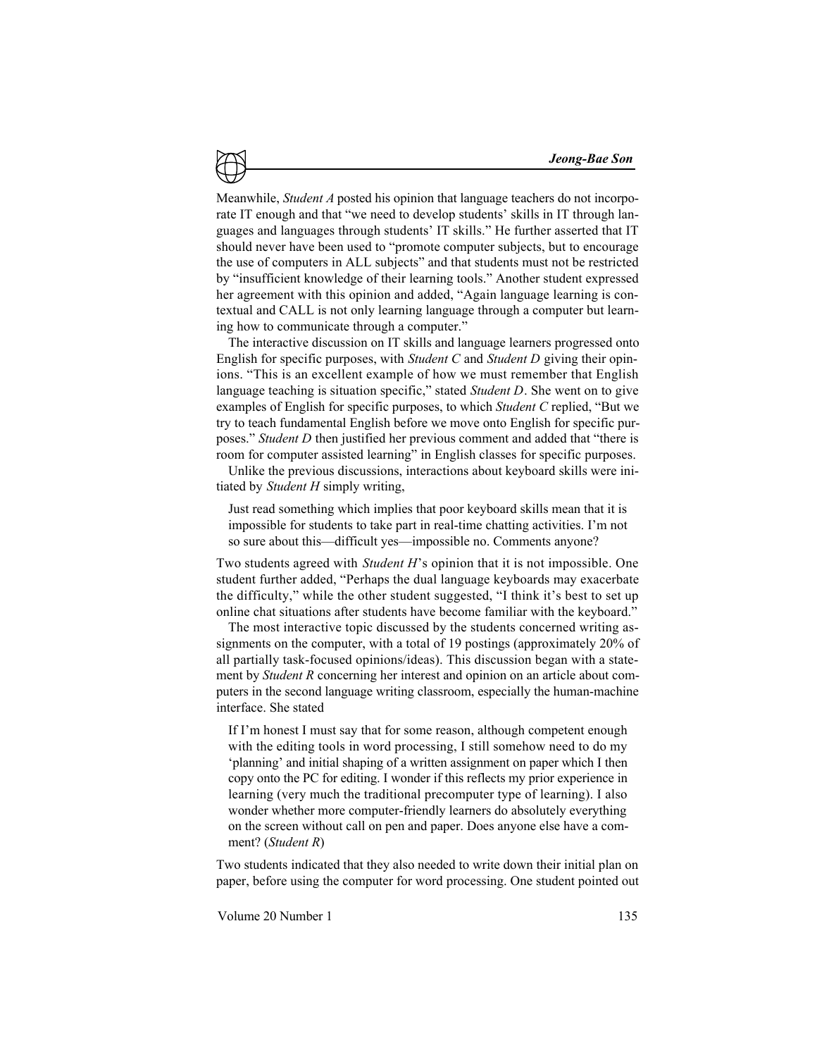Meanwhile, *Student A* posted his opinion that language teachers do not incorporate IT enough and that "we need to develop students' skills in IT through languages and languages through students' IT skills." He further asserted that IT should never have been used to "promote computer subjects, but to encourage the use of computers in ALL subjects" and that students must not be restricted by "insufficient knowledge of their learning tools." Another student expressed her agreement with this opinion and added, "Again language learning is contextual and CALL is not only learning language through a computer but learning how to communicate through a computer."

The interactive discussion on IT skills and language learners progressed onto English for specific purposes, with *Student C* and *Student D* giving their opinions. "This is an excellent example of how we must remember that English language teaching is situation specific," stated *Student D*. She went on to give examples of English for specific purposes, to which *Student C* replied, "But we try to teach fundamental English before we move onto English for specific purposes." *Student D* then justified her previous comment and added that "there is room for computer assisted learning" in English classes for specific purposes.

Unlike the previous discussions, interactions about keyboard skills were initiated by *Student H* simply writing,

> Just read something which implies that poor keyboard skills mean that it is impossible for students to take part in real-time chatting activities. I'm not so sure about this—difficult yes—impossible no. Comments anyone?

Two students agreed with *Student H*'s opinion that it is not impossible. One student further added, "Perhaps the dual language keyboards may exacerbate the difficulty," while the other student suggested, "I think it's best to set up online chat situations after students have become familiar with the keyboard."

The most interactive topic discussed by the students concerned writing assignments on the computer, with a total of 19 postings (approximately 20% of all partially task-focused opinions/ideas). This discussion began with a statement by *Student R* concerning her interest and opinion on an article about computers in the second language writing classroom, especially the human-machine interface. She stated

> If I'm honest I must say that for some reason, although competent enough with the editing tools in word processing, I still somehow need to do my 'planning' and initial shaping of a written assignment on paper which I then copy onto the PC for editing. I wonder if this reflects my prior experience in learning (very much the traditional precomputer type of learning). I also wonder whether more computer-friendly learners do absolutely everything on the screen without call on pen and paper. Does anyone else have a comment? (*Student R*)

Two students indicated that they also needed to write down their initial plan on paper, before using the computer for word processing. One student pointed out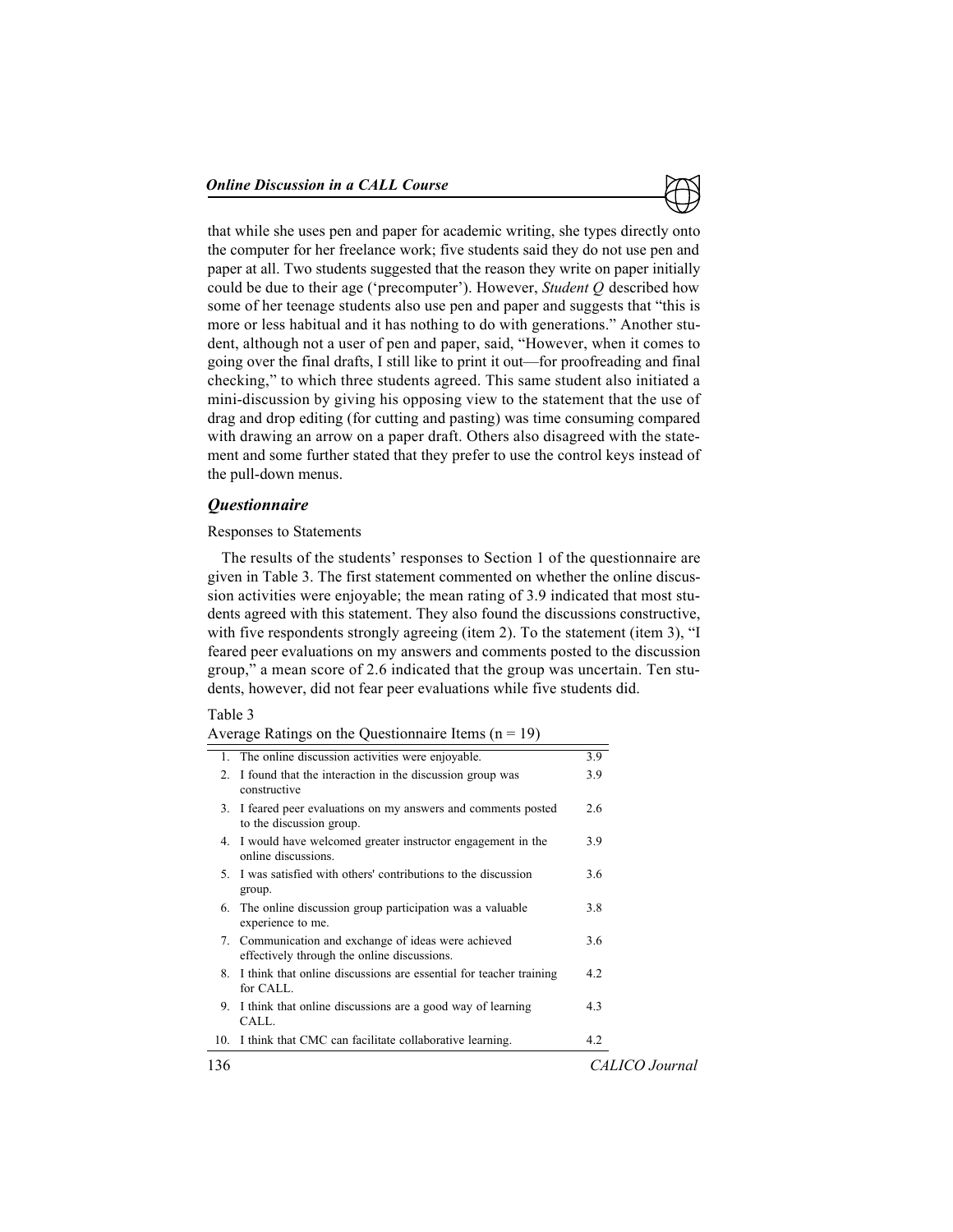that while she uses pen and paper for academic writing, she types directly onto the computer for her freelance work; five students said they do not use pen and paper at all. Two students suggested that the reason they write on paper initially could be due to their age ('precomputer'). However, *Student Q* described how some of her teenage students also use pen and paper and suggests that "this is more or less habitual and it has nothing to do with generations." Another student, although not a user of pen and paper, said, "However, when it comes to going over the final drafts, I still like to print it out—for proofreading and final checking," to which three students agreed. This same student also initiated a mini-discussion by giving his opposing view to the statement that the use of drag and drop editing (for cutting and pasting) was time consuming compared with drawing an arrow on a paper draft. Others also disagreed with the statement and some further stated that they prefer to use the control keys instead of the pull-down menus.

### *Questionnaire*

Responses to Statements

The results of the students' responses to Section 1 of the questionnaire are given in Table 3. The first statement commented on whether the online discussion activities were enjoyable; the mean rating of 3.9 indicated that most students agreed with this statement. They also found the discussions constructive, with five respondents strongly agreeing (item 2). To the statement (item 3), "I feared peer evaluations on my answers and comments posted to the discussion group," a mean score of 2.6 indicated that the group was uncertain. Ten students, however, did not fear peer evaluations while five students did.

Table 3

Average Ratings on the Questionnaire Items (n = 19)

| | Item | Rating |
|---|---|---|
| 1. | The online discussion activities were enjoyable. | 3.9 |
| 2. | I found that the interaction in the discussion group was constructive | 3.9 |
| 3. | I feared peer evaluations on my answers and comments posted to the discussion group. | 2.6 |
| 4. | I would have welcomed greater instructor engagement in the online discussions. | 3.9 |
| 5. | I was satisfied with others' contributions to the discussion group. | 3.6 |
| 6. | The online discussion group participation was a valuable experience to me. | 3.8 |
| 7. | Communication and exchange of ideas were achieved effectively through the online discussions. | 3.6 |
| 8. | I think that online discussions are essential for teacher training for CALL. | 4.2 |
| 9. | I think that online discussions are a good way of learning CALL. | 4.3 |
| 10. | I think that CMC can facilitate collaborative learning. | 4.2 |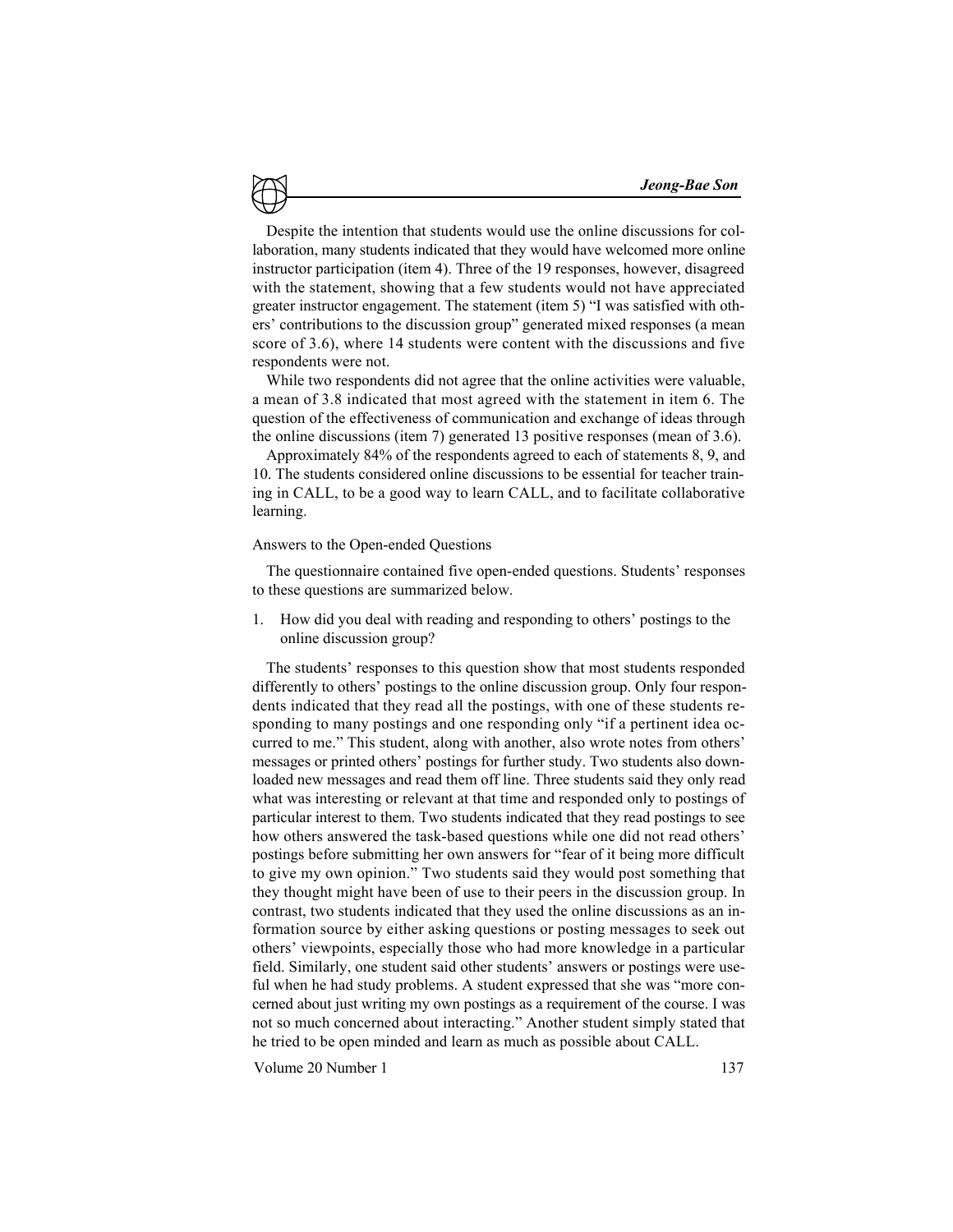Despite the intention that students would use the online discussions for collaboration, many students indicated that they would have welcomed more online instructor participation (item 4). Three of the 19 responses, however, disagreed with the statement, showing that a few students would not have appreciated greater instructor engagement. The statement (item 5) "I was satisfied with others' contributions to the discussion group" generated mixed responses (a mean score of 3.6), where 14 students were content with the discussions and five respondents were not.

While two respondents did not agree that the online activities were valuable, a mean of 3.8 indicated that most agreed with the statement in item 6. The question of the effectiveness of communication and exchange of ideas through the online discussions (item 7) generated 13 positive responses (mean of 3.6).

Approximately 84% of the respondents agreed to each of statements 8, 9, and 10. The students considered online discussions to be essential for teacher training in CALL, to be a good way to learn CALL, and to facilitate collaborative learning.

Answers to the Open-ended Questions

The questionnaire contained five open-ended questions. Students' responses to these questions are summarized below.

1. How did you deal with reading and responding to others' postings to the online discussion group?

The students' responses to this question show that most students responded differently to others' postings to the online discussion group. Only four respondents indicated that they read all the postings, with one of these students responding to many postings and one responding only "if a pertinent idea occurred to me." This student, along with another, also wrote notes from others' messages or printed others' postings for further study. Two students also downloaded new messages and read them off line. Three students said they only read what was interesting or relevant at that time and responded only to postings of particular interest to them. Two students indicated that they read postings to see how others answered the task-based questions while one did not read others' postings before submitting her own answers for "fear of it being more difficult to give my own opinion." Two students said they would post something that they thought might have been of use to their peers in the discussion group. In contrast, two students indicated that they used the online discussions as an information source by either asking questions or posting messages to seek out others' viewpoints, especially those who had more knowledge in a particular field. Similarly, one student said other students' answers or postings were useful when he had study problems. A student expressed that she was "more concerned about just writing my own postings as a requirement of the course. I was not so much concerned about interacting." Another student simply stated that he tried to be open minded and learn as much as possible about CALL.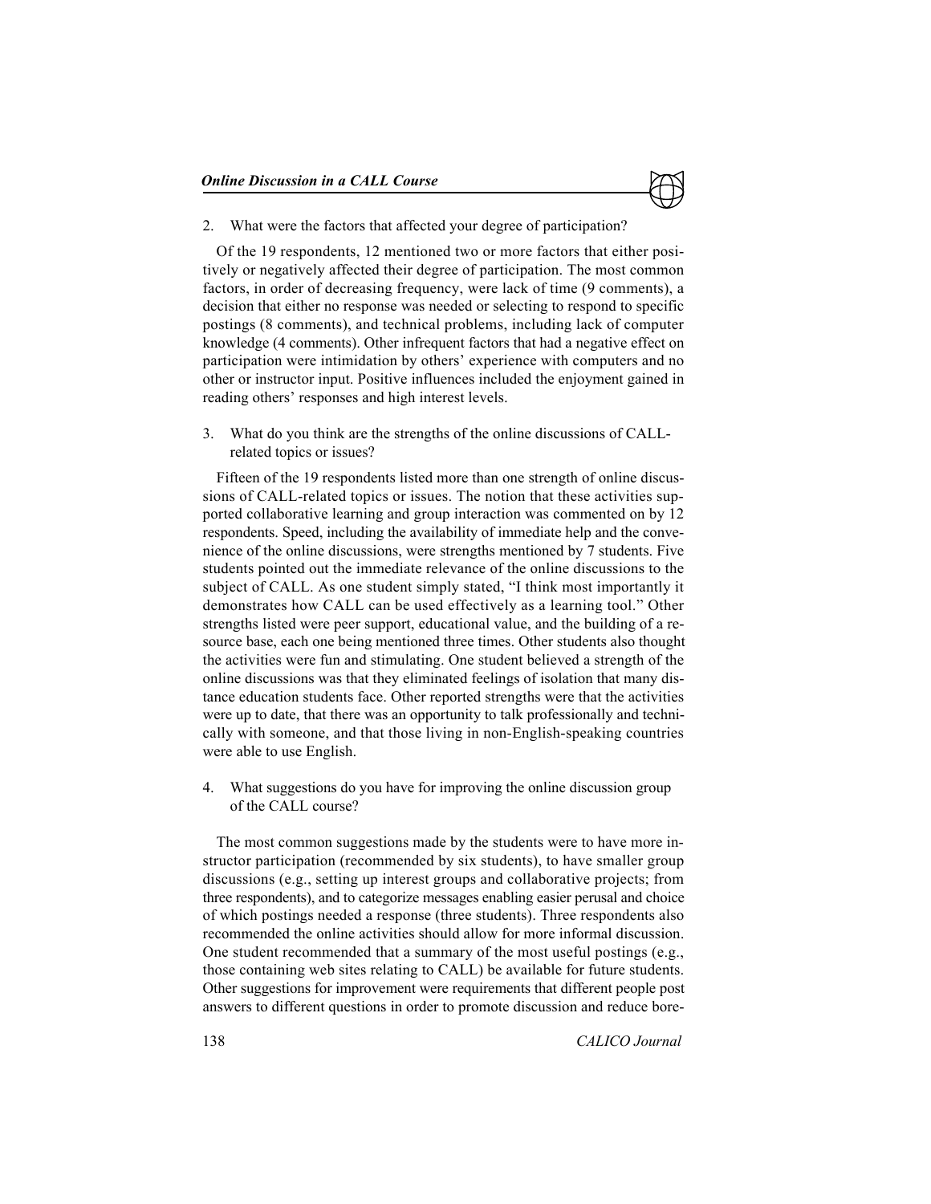2. What were the factors that affected your degree of participation?

Of the 19 respondents, 12 mentioned two or more factors that either positively or negatively affected their degree of participation. The most common factors, in order of decreasing frequency, were lack of time (9 comments), a decision that either no response was needed or selecting to respond to specific postings (8 comments), and technical problems, including lack of computer knowledge (4 comments). Other infrequent factors that had a negative effect on participation were intimidation by others' experience with computers and no other or instructor input. Positive influences included the enjoyment gained in reading others' responses and high interest levels.

3. What do you think are the strengths of the online discussions of CALL-related topics or issues?

Fifteen of the 19 respondents listed more than one strength of online discussions of CALL-related topics or issues. The notion that these activities supported collaborative learning and group interaction was commented on by 12 respondents. Speed, including the availability of immediate help and the convenience of the online discussions, were strengths mentioned by 7 students. Five students pointed out the immediate relevance of the online discussions to the subject of CALL. As one student simply stated, "I think most importantly it demonstrates how CALL can be used effectively as a learning tool." Other strengths listed were peer support, educational value, and the building of a resource base, each one being mentioned three times. Other students also thought the activities were fun and stimulating. One student believed a strength of the online discussions was that they eliminated feelings of isolation that many distance education students face. Other reported strengths were that the activities were up to date, that there was an opportunity to talk professionally and technically with someone, and that those living in non-English-speaking countries were able to use English.

4. What suggestions do you have for improving the online discussion group of the CALL course?

The most common suggestions made by the students were to have more instructor participation (recommended by six students), to have smaller group discussions (e.g., setting up interest groups and collaborative projects; from three respondents), and to categorize messages enabling easier perusal and choice of which postings needed a response (three students). Three respondents also recommended the online activities should allow for more informal discussion. One student recommended that a summary of the most useful postings (e.g., those containing web sites relating to CALL) be available for future students. Other suggestions for improvement were requirements that different people post answers to different questions in order to promote discussion and reduce bore-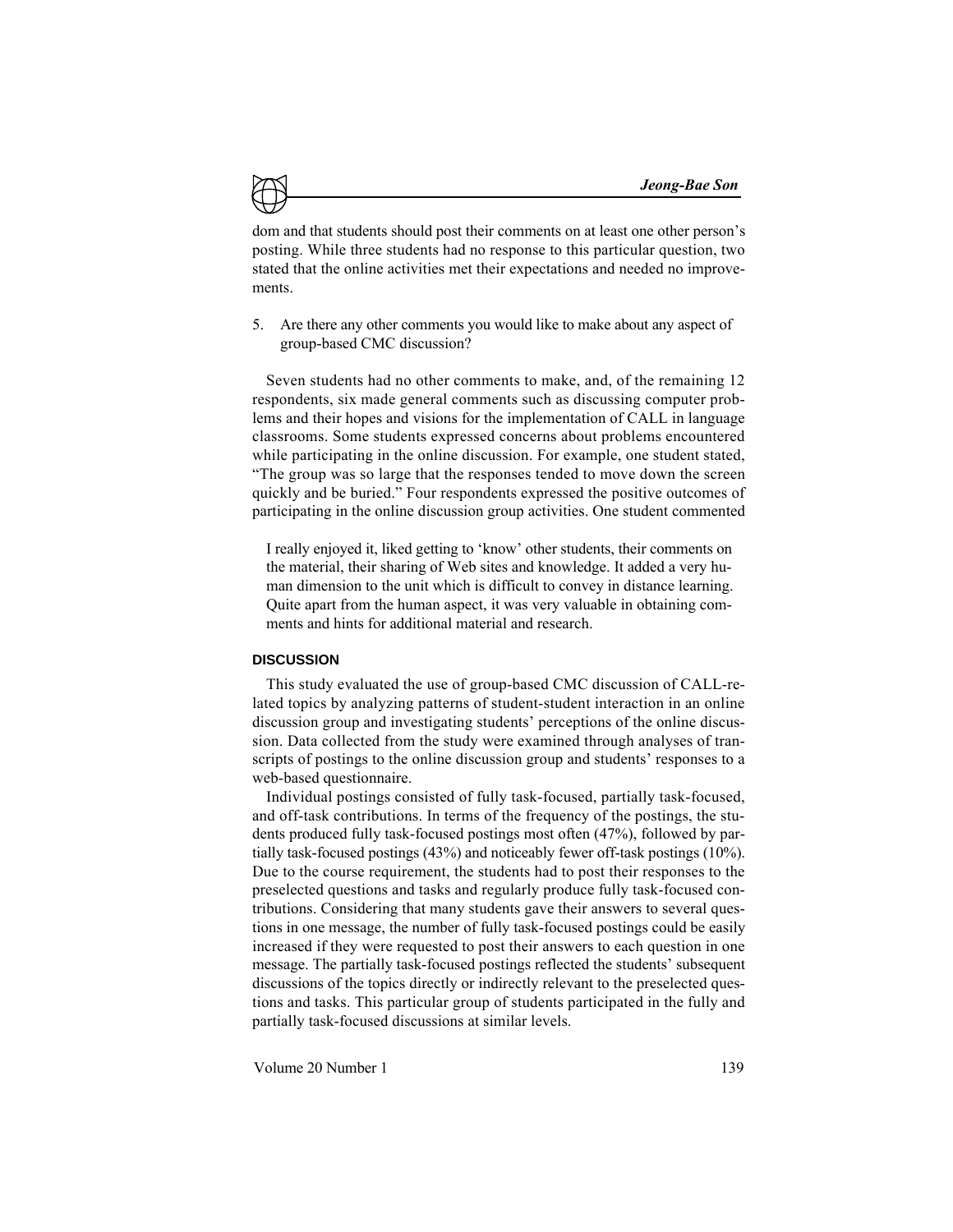dom and that students should post their comments on at least one other person's posting. While three students had no response to this particular question, two stated that the online activities met their expectations and needed no improvements.

5. Are there any other comments you would like to make about any aspect of group-based CMC discussion?

Seven students had no other comments to make, and, of the remaining 12 respondents, six made general comments such as discussing computer problems and their hopes and visions for the implementation of CALL in language classrooms. Some students expressed concerns about problems encountered while participating in the online discussion. For example, one student stated, "The group was so large that the responses tended to move down the screen quickly and be buried." Four respondents expressed the positive outcomes of participating in the online discussion group activities. One student commented

> I really enjoyed it, liked getting to 'know' other students, their comments on the material, their sharing of Web sites and knowledge. It added a very human dimension to the unit which is difficult to convey in distance learning. Quite apart from the human aspect, it was very valuable in obtaining comments and hints for additional material and research.

## DISCUSSION

This study evaluated the use of group-based CMC discussion of CALL-related topics by analyzing patterns of student-student interaction in an online discussion group and investigating students' perceptions of the online discussion. Data collected from the study were examined through analyses of transcripts of postings to the online discussion group and students' responses to a web-based questionnaire.

Individual postings consisted of fully task-focused, partially task-focused, and off-task contributions. In terms of the frequency of the postings, the students produced fully task-focused postings most often (47%), followed by partially task-focused postings (43%) and noticeably fewer off-task postings (10%). Due to the course requirement, the students had to post their responses to the preselected questions and tasks and regularly produce fully task-focused contributions. Considering that many students gave their answers to several questions in one message, the number of fully task-focused postings could be easily increased if they were requested to post their answers to each question in one message. The partially task-focused postings reflected the students' subsequent discussions of the topics directly or indirectly relevant to the preselected questions and tasks. This particular group of students participated in the fully and partially task-focused discussions at similar levels.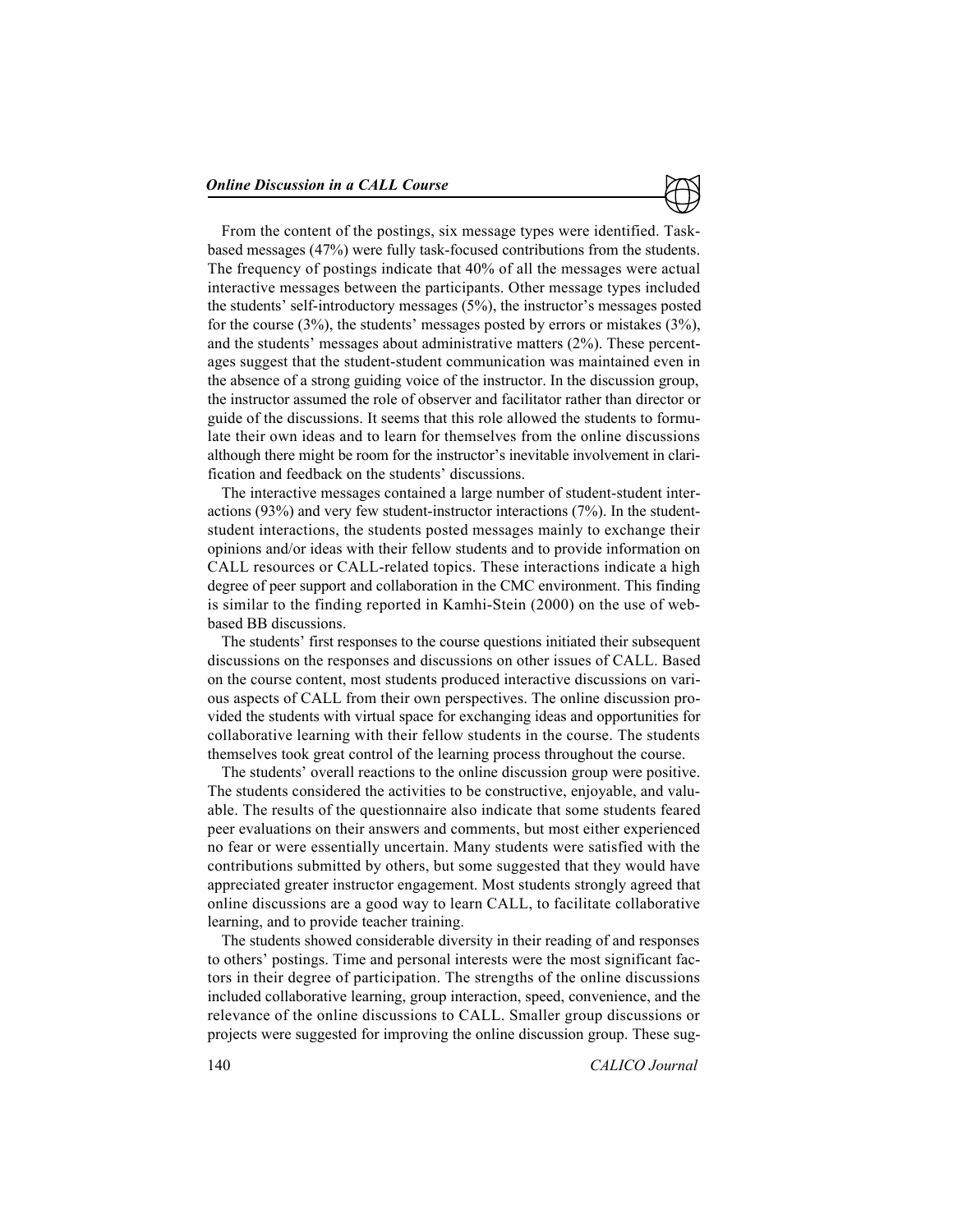From the content of the postings, six message types were identified. Task-based messages (47%) were fully task-focused contributions from the students. The frequency of postings indicate that 40% of all the messages were actual interactive messages between the participants. Other message types included the students' self-introductory messages (5%), the instructor's messages posted for the course (3%), the students' messages posted by errors or mistakes (3%), and the students' messages about administrative matters (2%). These percentages suggest that the student-student communication was maintained even in the absence of a strong guiding voice of the instructor. In the discussion group, the instructor assumed the role of observer and facilitator rather than director or guide of the discussions. It seems that this role allowed the students to formulate their own ideas and to learn for themselves from the online discussions although there might be room for the instructor's inevitable involvement in clarification and feedback on the students' discussions.

The interactive messages contained a large number of student-student interactions (93%) and very few student-instructor interactions (7%). In the student-student interactions, the students posted messages mainly to exchange their opinions and/or ideas with their fellow students and to provide information on CALL resources or CALL-related topics. These interactions indicate a high degree of peer support and collaboration in the CMC environment. This finding is similar to the finding reported in Kamhi-Stein (2000) on the use of web-based BB discussions.

The students' first responses to the course questions initiated their subsequent discussions on the responses and discussions on other issues of CALL. Based on the course content, most students produced interactive discussions on various aspects of CALL from their own perspectives. The online discussion provided the students with virtual space for exchanging ideas and opportunities for collaborative learning with their fellow students in the course. The students themselves took great control of the learning process throughout the course.

The students' overall reactions to the online discussion group were positive. The students considered the activities to be constructive, enjoyable, and valuable. The results of the questionnaire also indicate that some students feared peer evaluations on their answers and comments, but most either experienced no fear or were essentially uncertain. Many students were satisfied with the contributions submitted by others, but some suggested that they would have appreciated greater instructor engagement. Most students strongly agreed that online discussions are a good way to learn CALL, to facilitate collaborative learning, and to provide teacher training.

The students showed considerable diversity in their reading of and responses to others' postings. Time and personal interests were the most significant factors in their degree of participation. The strengths of the online discussions included collaborative learning, group interaction, speed, convenience, and the relevance of the online discussions to CALL. Smaller group discussions or projects were suggested for improving the online discussion group. These sug-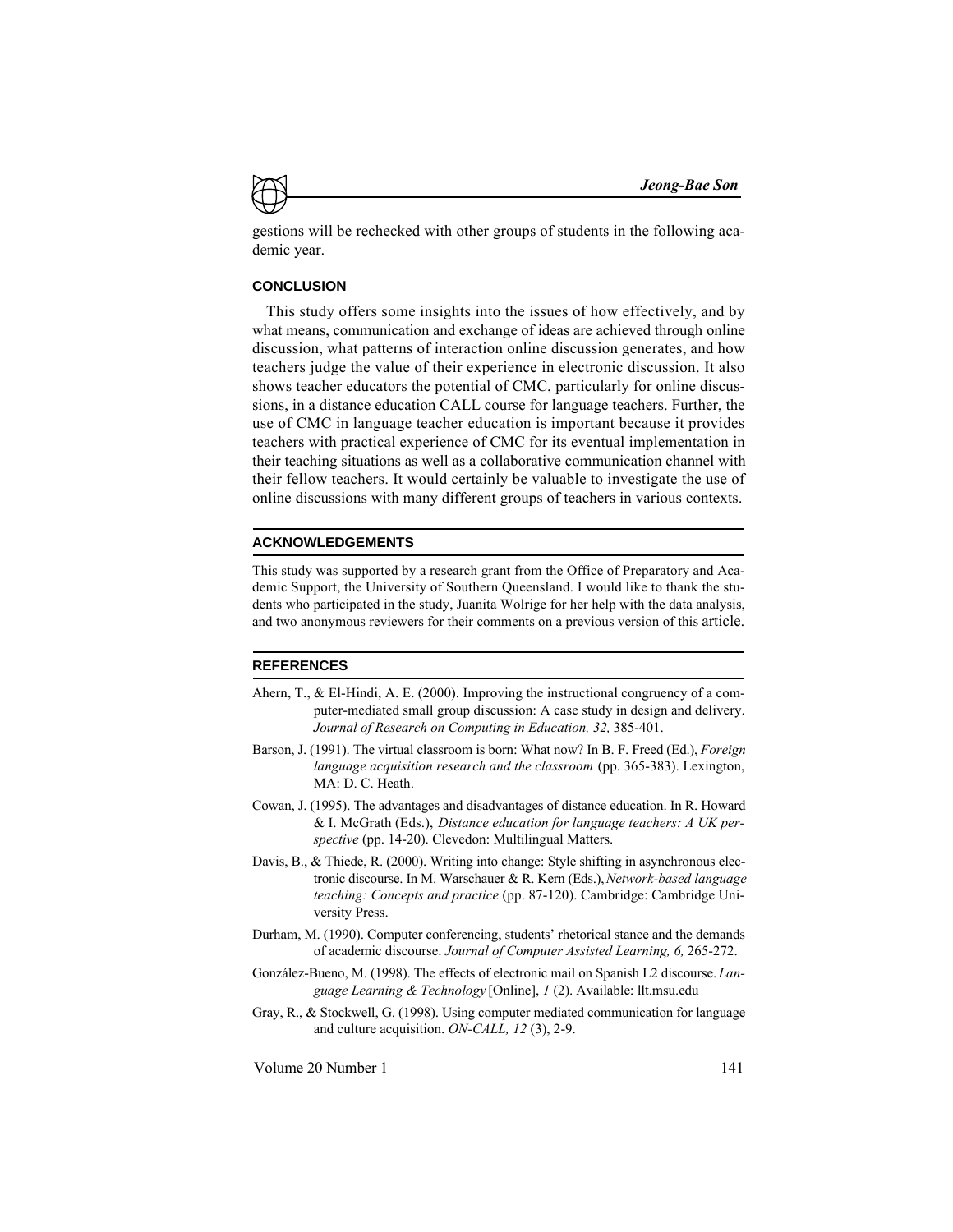gestions will be rechecked with other groups of students in the following academic year.

## CONCLUSION

This study offers some insights into the issues of how effectively, and by what means, communication and exchange of ideas are achieved through online discussion, what patterns of interaction online discussion generates, and how teachers judge the value of their experience in electronic discussion. It also shows teacher educators the potential of CMC, particularly for online discussions, in a distance education CALL course for language teachers. Further, the use of CMC in language teacher education is important because it provides teachers with practical experience of CMC for its eventual implementation in their teaching situations as well as a collaborative communication channel with their fellow teachers. It would certainly be valuable to investigate the use of online discussions with many different groups of teachers in various contexts.

## ACKNOWLEDGEMENTS

This study was supported by a research grant from the Office of Preparatory and Academic Support, the University of Southern Queensland. I would like to thank the students who participated in the study, Juanita Wolrige for her help with the data analysis, and two anonymous reviewers for their comments on a previous version of this article.

## REFERENCES

Ahern, T., & El-Hindi, A. E. (2000). Improving the instructional congruency of a computer-mediated small group discussion: A case study in design and delivery. *Journal of Research on Computing in Education, 32,* 385-401.

Barson, J. (1991). The virtual classroom is born: What now? In B. F. Freed (Ed.), *Foreign language acquisition research and the classroom* (pp. 365-383). Lexington, MA: D. C. Heath.

Cowan, J. (1995). The advantages and disadvantages of distance education. In R. Howard & I. McGrath (Eds.), *Distance education for language teachers: A UK perspective* (pp. 14-20). Clevedon: Multilingual Matters.

Davis, B., & Thiede, R. (2000). Writing into change: Style shifting in asynchronous electronic discourse. In M. Warschauer & R. Kern (Eds.), *Network-based language teaching: Concepts and practice* (pp. 87-120). Cambridge: Cambridge University Press.

Durham, M. (1990). Computer conferencing, students' rhetorical stance and the demands of academic discourse. *Journal of Computer Assisted Learning, 6,* 265-272.

González-Bueno, M. (1998). The effects of electronic mail on Spanish L2 discourse. *Language Learning & Technology* [Online], *1* (2). Available: llt.msu.edu

Gray, R., & Stockwell, G. (1998). Using computer mediated communication for language and culture acquisition. *ON-CALL, 12* (3), 2-9.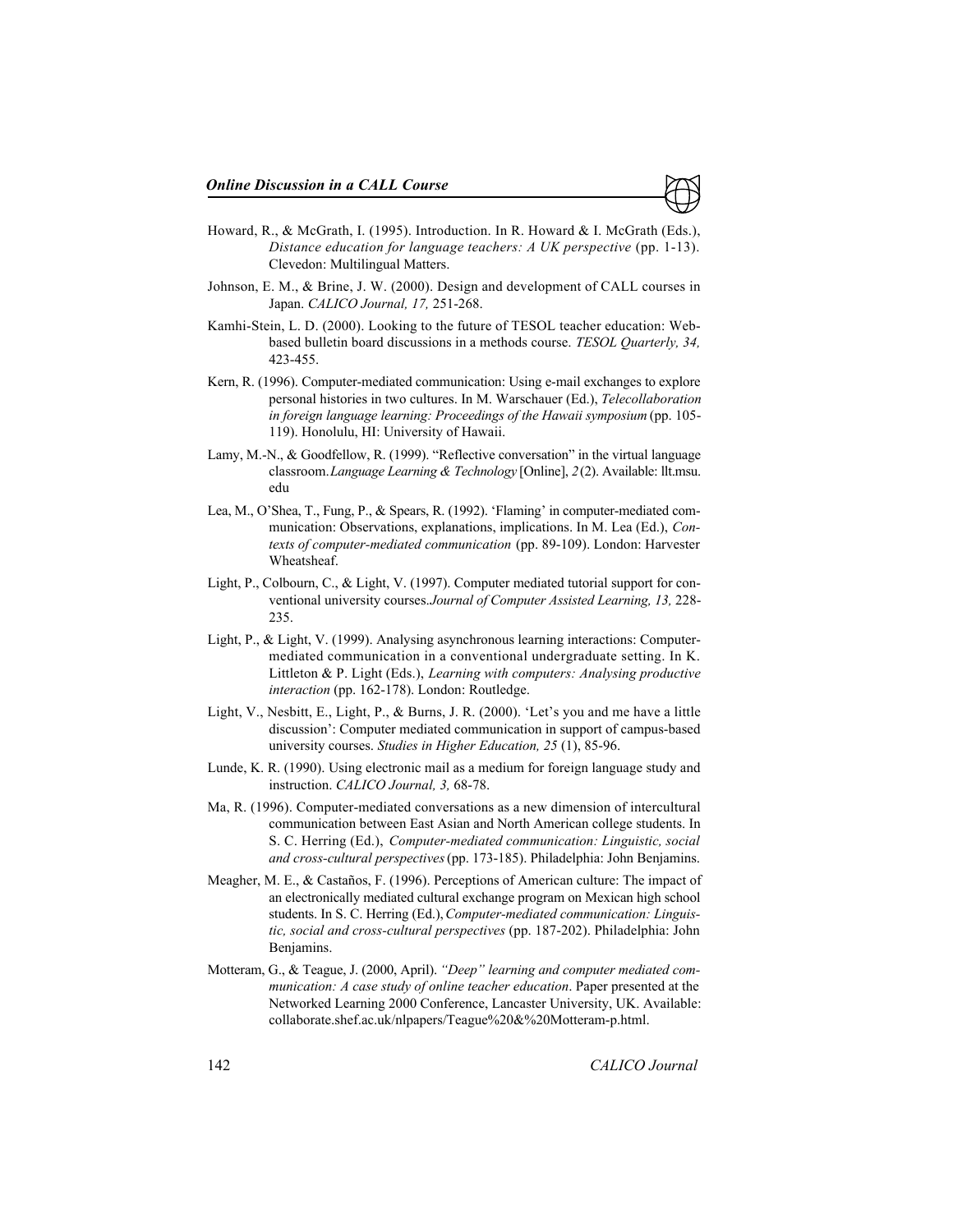Howard, R., & McGrath, I. (1995). Introduction. In R. Howard & I. McGrath (Eds.), *Distance education for language teachers: A UK perspective* (pp. 1-13). Clevedon: Multilingual Matters.

Johnson, E. M., & Brine, J. W. (2000). Design and development of CALL courses in Japan. *CALICO Journal, 17,* 251-268.

Kamhi-Stein, L. D. (2000). Looking to the future of TESOL teacher education: Web-based bulletin board discussions in a methods course. *TESOL Quarterly, 34,* 423-455.

Kern, R. (1996). Computer-mediated communication: Using e-mail exchanges to explore personal histories in two cultures. In M. Warschauer (Ed.), *Telecollaboration in foreign language learning: Proceedings of the Hawaii symposium* (pp. 105-119). Honolulu, HI: University of Hawaii.

Lamy, M.-N., & Goodfellow, R. (1999). "Reflective conversation" in the virtual language classroom. *Language Learning & Technology* [Online], *2*(2). Available: llt.msu.edu

Lea, M., O'Shea, T., Fung, P., & Spears, R. (1992). 'Flaming' in computer-mediated communication: Observations, explanations, implications. In M. Lea (Ed.), *Contexts of computer-mediated communication* (pp. 89-109). London: Harvester Wheatsheaf.

Light, P., Colbourn, C., & Light, V. (1997). Computer mediated tutorial support for conventional university courses. *Journal of Computer Assisted Learning, 13,* 228-235.

Light, P., & Light, V. (1999). Analysing asynchronous learning interactions: Computer-mediated communication in a conventional undergraduate setting. In K. Littleton & P. Light (Eds.), *Learning with computers: Analysing productive interaction* (pp. 162-178). London: Routledge.

Light, V., Nesbitt, E., Light, P., & Burns, J. R. (2000). 'Let's you and me have a little discussion': Computer mediated communication in support of campus-based university courses. *Studies in Higher Education, 25* (1), 85-96.

Lunde, K. R. (1990). Using electronic mail as a medium for foreign language study and instruction. *CALICO Journal, 3,* 68-78.

Ma, R. (1996). Computer-mediated conversations as a new dimension of intercultural communication between East Asian and North American college students. In S. C. Herring (Ed.), *Computer-mediated communication: Linguistic, social and cross-cultural perspectives* (pp. 173-185). Philadelphia: John Benjamins.

Meagher, M. E., & Castaños, F. (1996). Perceptions of American culture: The impact of an electronically mediated cultural exchange program on Mexican high school students. In S. C. Herring (Ed.), *Computer-mediated communication: Linguistic, social and cross-cultural perspectives* (pp. 187-202). Philadelphia: John Benjamins.

Motteram, G., & Teague, J. (2000, April). *"Deep" learning and computer mediated communication: A case study of online teacher education*. Paper presented at the Networked Learning 2000 Conference, Lancaster University, UK. Available: collaborate.shef.ac.uk/nlpapers/Teague%20&%20Motteram-p.html.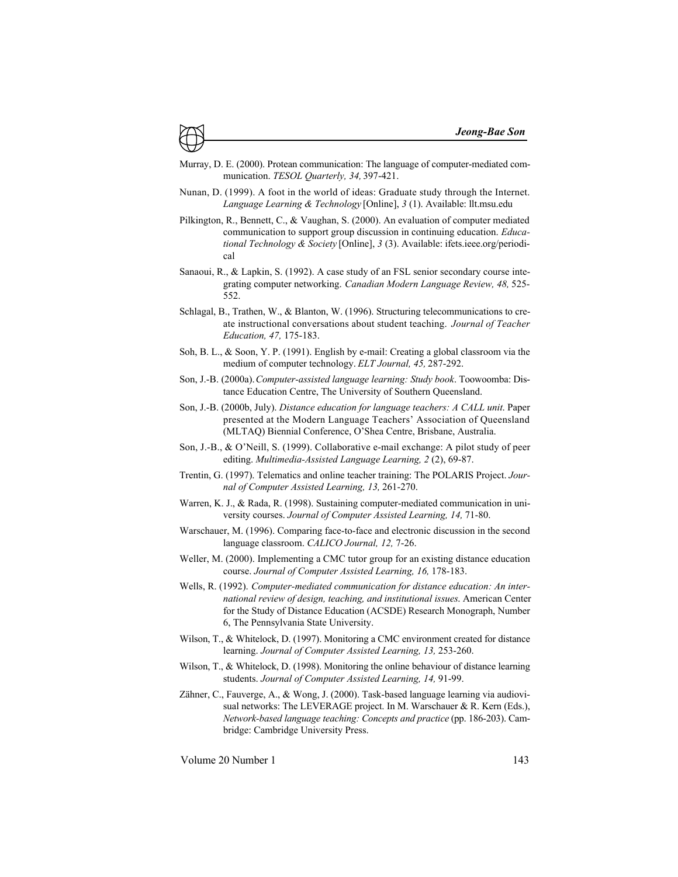Murray, D. E. (2000). Protean communication: The language of computer-mediated communication. *TESOL Quarterly, 34,* 397-421.

Nunan, D. (1999). A foot in the world of ideas: Graduate study through the Internet. *Language Learning & Technology* [Online], *3* (1). Available: llt.msu.edu

Pilkington, R., Bennett, C., & Vaughan, S. (2000). An evaluation of computer mediated communication to support group discussion in continuing education. *Educational Technology & Society* [Online], *3* (3). Available: ifets.ieee.org/periodical

Sanaoui, R., & Lapkin, S. (1992). A case study of an FSL senior secondary course integrating computer networking. *Canadian Modern Language Review, 48,* 525-552.

Schlagal, B., Trathen, W., & Blanton, W. (1996). Structuring telecommunications to create instructional conversations about student teaching. *Journal of Teacher Education, 47,* 175-183.

Soh, B. L., & Soon, Y. P. (1991). English by e-mail: Creating a global classroom via the medium of computer technology. *ELT Journal, 45,* 287-292.

Son, J.-B. (2000a). *Computer-assisted language learning: Study book*. Toowoomba: Distance Education Centre, The University of Southern Queensland.

Son, J.-B. (2000b, July). *Distance education for language teachers: A CALL unit*. Paper presented at the Modern Language Teachers' Association of Queensland (MLTAQ) Biennial Conference, O'Shea Centre, Brisbane, Australia.

Son, J.-B., & O'Neill, S. (1999). Collaborative e-mail exchange: A pilot study of peer editing. *Multimedia-Assisted Language Learning, 2* (2), 69-87.

Trentin, G. (1997). Telematics and online teacher training: The POLARIS Project. *Journal of Computer Assisted Learning, 13,* 261-270.

Warren, K. J., & Rada, R. (1998). Sustaining computer-mediated communication in university courses. *Journal of Computer Assisted Learning, 14,* 71-80.

Warschauer, M. (1996). Comparing face-to-face and electronic discussion in the second language classroom. *CALICO Journal, 12,* 7-26.

Weller, M. (2000). Implementing a CMC tutor group for an existing distance education course. *Journal of Computer Assisted Learning, 16,* 178-183.

Wells, R. (1992). *Computer-mediated communication for distance education: An international review of design, teaching, and institutional issues*. American Center for the Study of Distance Education (ACSDE) Research Monograph, Number 6, The Pennsylvania State University.

Wilson, T., & Whitelock, D. (1997). Monitoring a CMC environment created for distance learning. *Journal of Computer Assisted Learning, 13,* 253-260.

Wilson, T., & Whitelock, D. (1998). Monitoring the online behaviour of distance learning students. *Journal of Computer Assisted Learning, 14,* 91-99.

Zähner, C., Fauverge, A., & Wong, J. (2000). Task-based language learning via audiovisual networks: The LEVERAGE project. In M. Warschauer & R. Kern (Eds.), *Network-based language teaching: Concepts and practice* (pp. 186-203). Cambridge: Cambridge University Press.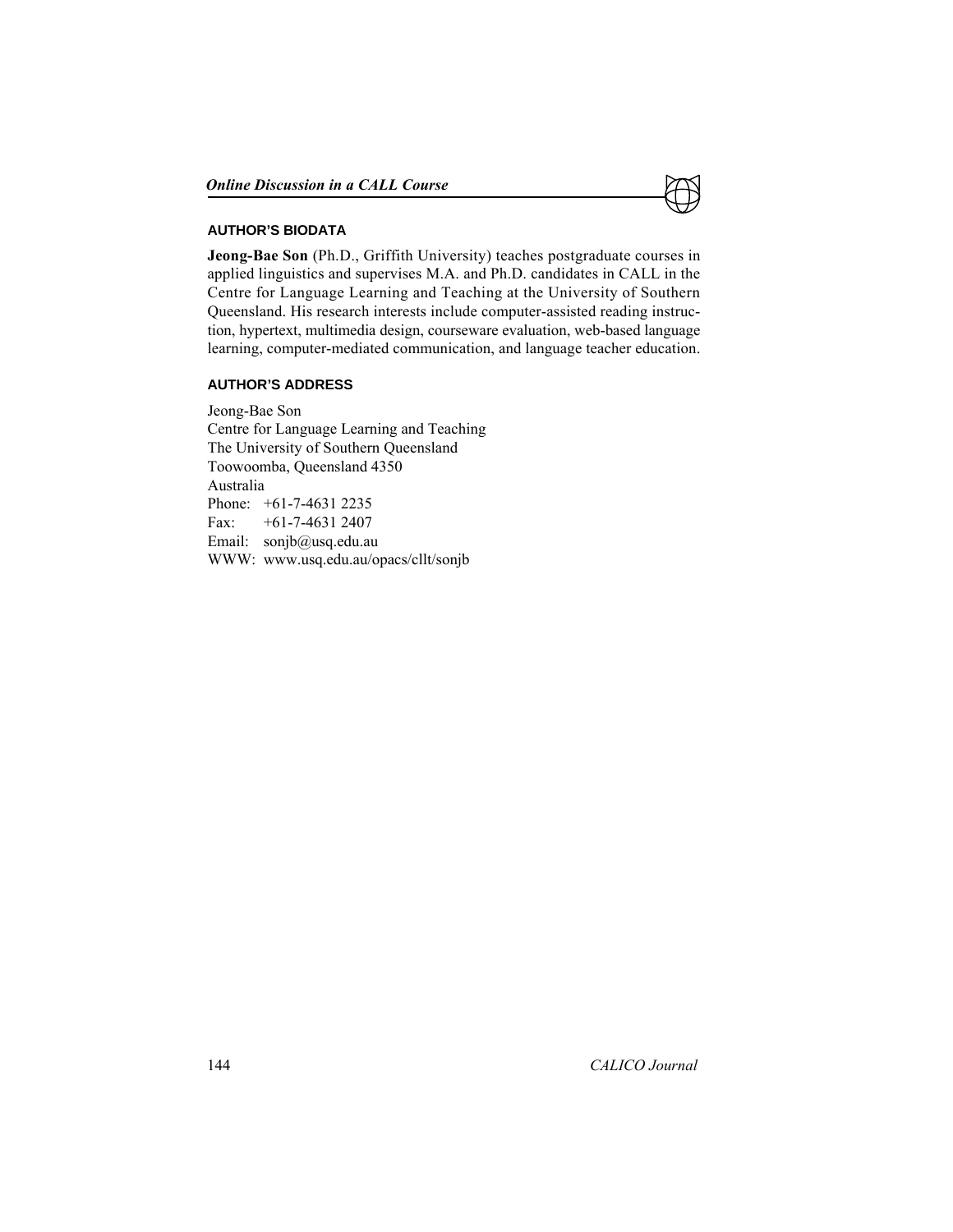### AUTHOR'S BIODATA

**Jeong-Bae Son** (Ph.D., Griffith University) teaches postgraduate courses in applied linguistics and supervises M.A. and Ph.D. candidates in CALL in the Centre for Language Learning and Teaching at the University of Southern Queensland. His research interests include computer-assisted reading instruction, hypertext, multimedia design, courseware evaluation, web-based language learning, computer-mediated communication, and language teacher education.

### AUTHOR'S ADDRESS

Jeong-Bae Son
Centre for Language Learning and Teaching
The University of Southern Queensland
Toowoomba, Queensland 4350
Australia
Phone: +61-7-4631 2235
Fax: +61-7-4631 2407
Email: sonjb@usq.edu.au
WWW: www.usq.edu.au/opacs/cllt/sonjb